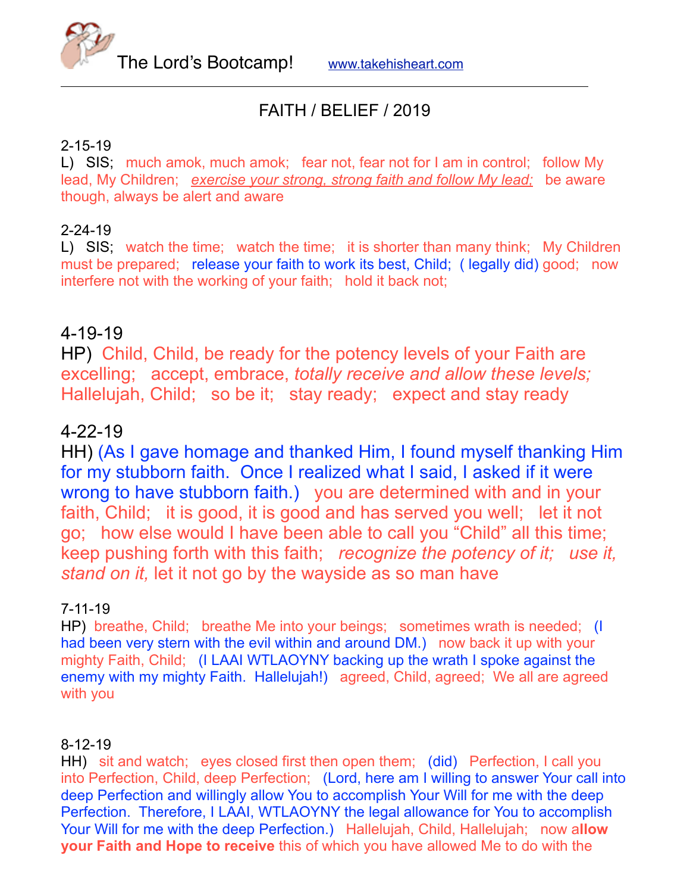The Lord's Bootcamp! www.takehisheart.com

---

# FAITH / BELIEF / 2019

2-15-19
L) SIS; much amok, much amok; fear not, fear not for I am in control; follow My lead, My Children; *exercise your strong, strong faith and follow My lead;* be aware though, always be alert and aware

2-24-19
L) SIS; watch the time; watch the time; it is shorter than many think; My Children must be prepared; release your faith to work its best, Child; ( legally did) good; now interfere not with the working of your faith; hold it back not;

4-19-19
HP) Child, Child, be ready for the potency levels of your Faith are excelling; accept, embrace, *totally receive and allow these levels;* Hallelujah, Child; so be it; stay ready; expect and stay ready

4-22-19
HH) (As I gave homage and thanked Him, I found myself thanking Him for my stubborn faith. Once I realized what I said, I asked if it were wrong to have stubborn faith.) you are determined with and in your faith, Child; it is good, it is good and has served you well; let it not go; how else would I have been able to call you "Child" all this time; keep pushing forth with this faith; *recognize the potency of it; use it, stand on it,* let it not go by the wayside as so man have

7-11-19
HP) breathe, Child; breathe Me into your beings; sometimes wrath is needed; (I had been very stern with the evil within and around DM.) now back it up with your mighty Faith, Child; (I LAAI WTLAOYNY backing up the wrath I spoke against the enemy with my mighty Faith. Hallelujah!) agreed, Child, agreed; We all are agreed with you

8-12-19
HH) sit and watch; eyes closed first then open them; (did) Perfection, I call you into Perfection, Child, deep Perfection; (Lord, here am I willing to answer Your call into deep Perfection and willingly allow You to accomplish Your Will for me with the deep Perfection. Therefore, I LAAI, WTLAOYNY the legal allowance for You to accomplish Your Will for me with the deep Perfection.) Hallelujah, Child, Hallelujah; now a**llow your Faith and Hope to receive** this of which you have allowed Me to do with the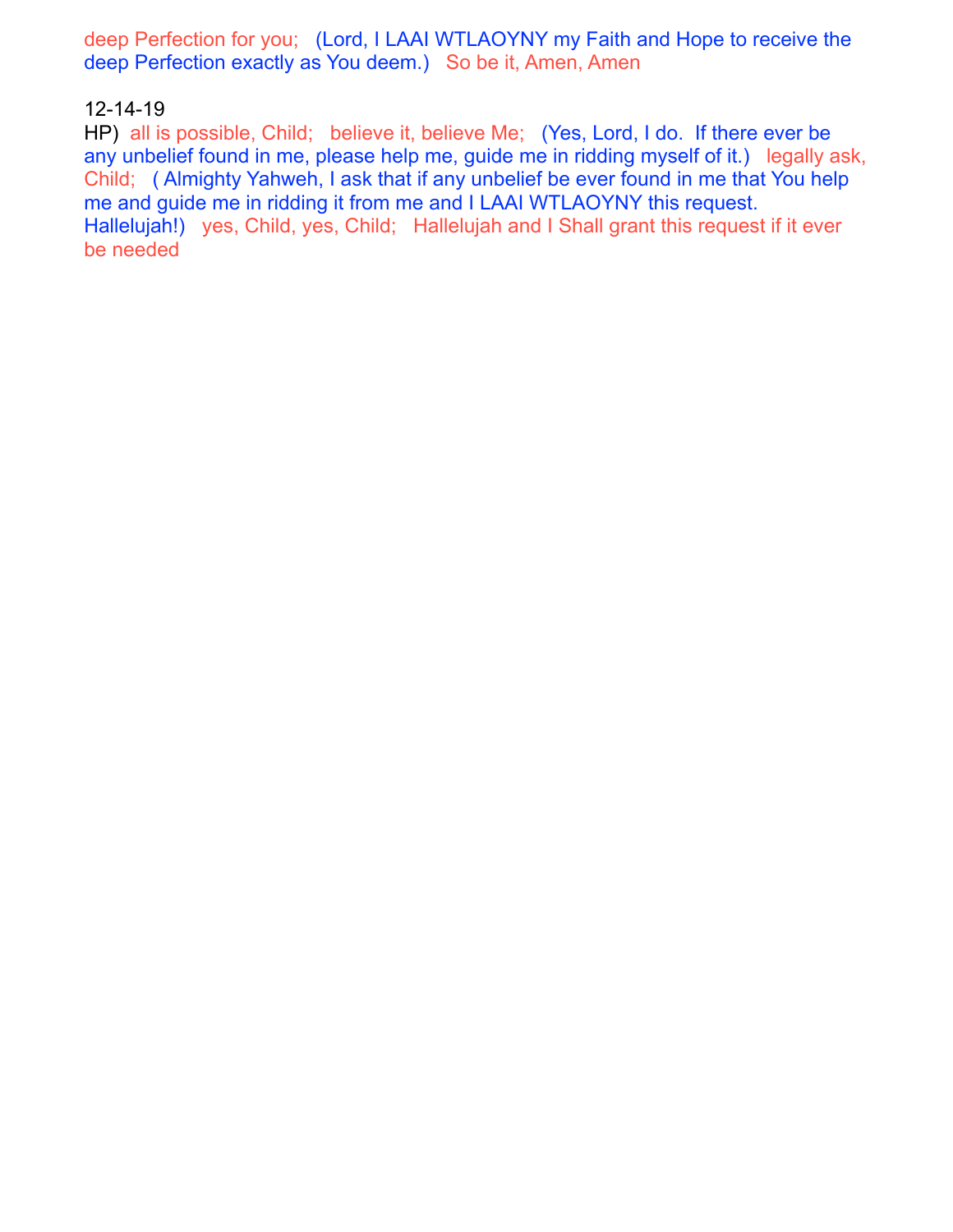deep Perfection for you;   (Lord, I LAAI WTLAOYNY my Faith and Hope to receive the deep Perfection exactly as You deem.)   So be it, Amen, Amen

12-14-19

HP)  all is possible, Child;   believe it, believe Me;   (Yes, Lord, I do.  If there ever be any unbelief found in me, please help me, guide me in ridding myself of it.)   legally ask, Child;   ( Almighty Yahweh, I ask that if any unbelief be ever found in me that You help me and guide me in ridding it from me and I LAAI WTLAOYNY this request. Hallelujah!)   yes, Child, yes, Child;   Hallelujah and I Shall grant this request if it ever be needed